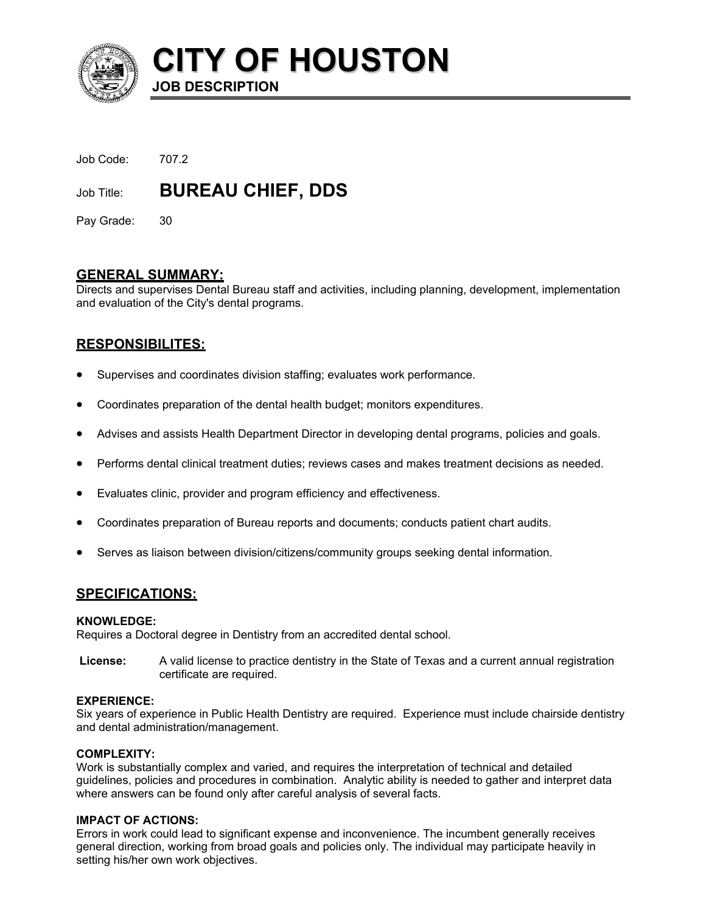# CITY OF HOUSTON

**JOB DESCRIPTION**

Job Code: 707.2

Job Title: **BUREAU CHIEF, DDS**

Pay Grade: 30

## GENERAL SUMMARY:

Directs and supervises Dental Bureau staff and activities, including planning, development, implementation and evaluation of the City's dental programs.

## RESPONSIBILITES:

- Supervises and coordinates division staffing; evaluates work performance.
- Coordinates preparation of the dental health budget; monitors expenditures.
- Advises and assists Health Department Director in developing dental programs, policies and goals.
- Performs dental clinical treatment duties; reviews cases and makes treatment decisions as needed.
- Evaluates clinic, provider and program efficiency and effectiveness.
- Coordinates preparation of Bureau reports and documents; conducts patient chart audits.
- Serves as liaison between division/citizens/community groups seeking dental information.

## SPECIFICATIONS:

### KNOWLEDGE:

Requires a Doctoral degree in Dentistry from an accredited dental school.

**License:** A valid license to practice dentistry in the State of Texas and a current annual registration certificate are required.

### EXPERIENCE:

Six years of experience in Public Health Dentistry are required. Experience must include chairside dentistry and dental administration/management.

### COMPLEXITY:

Work is substantially complex and varied, and requires the interpretation of technical and detailed guidelines, policies and procedures in combination. Analytic ability is needed to gather and interpret data where answers can be found only after careful analysis of several facts.

### IMPACT OF ACTIONS:

Errors in work could lead to significant expense and inconvenience. The incumbent generally receives general direction, working from broad goals and policies only. The individual may participate heavily in setting his/her own work objectives.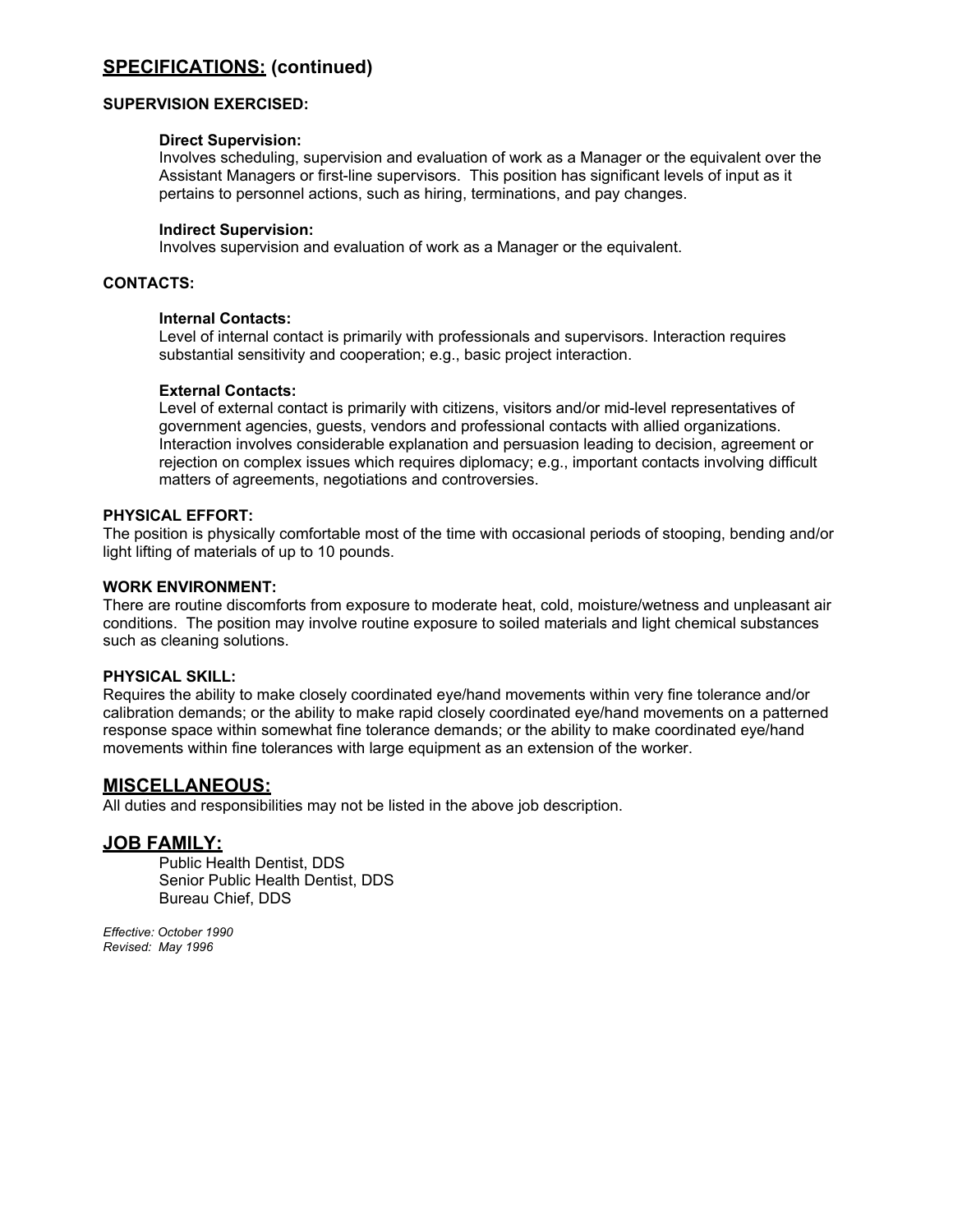## SPECIFICATIONS: (continued)

**SUPERVISION EXERCISED:**

**Direct Supervision:**
Involves scheduling, supervision and evaluation of work as a Manager or the equivalent over the Assistant Managers or first-line supervisors. This position has significant levels of input as it pertains to personnel actions, such as hiring, terminations, and pay changes.

**Indirect Supervision:**
Involves supervision and evaluation of work as a Manager or the equivalent.

**CONTACTS:**

**Internal Contacts:**
Level of internal contact is primarily with professionals and supervisors. Interaction requires substantial sensitivity and cooperation; e.g., basic project interaction.

**External Contacts:**
Level of external contact is primarily with citizens, visitors and/or mid-level representatives of government agencies, guests, vendors and professional contacts with allied organizations. Interaction involves considerable explanation and persuasion leading to decision, agreement or rejection on complex issues which requires diplomacy; e.g., important contacts involving difficult matters of agreements, negotiations and controversies.

**PHYSICAL EFFORT:**
The position is physically comfortable most of the time with occasional periods of stooping, bending and/or light lifting of materials of up to 10 pounds.

**WORK ENVIRONMENT:**
There are routine discomforts from exposure to moderate heat, cold, moisture/wetness and unpleasant air conditions. The position may involve routine exposure to soiled materials and light chemical substances such as cleaning solutions.

**PHYSICAL SKILL:**
Requires the ability to make closely coordinated eye/hand movements within very fine tolerance and/or calibration demands; or the ability to make rapid closely coordinated eye/hand movements on a patterned response space within somewhat fine tolerance demands; or the ability to make coordinated eye/hand movements within fine tolerances with large equipment as an extension of the worker.

## MISCELLANEOUS:

All duties and responsibilities may not be listed in the above job description.

## JOB FAMILY:

Public Health Dentist, DDS
Senior Public Health Dentist, DDS
Bureau Chief, DDS

*Effective: October 1990*
*Revised: May 1996*